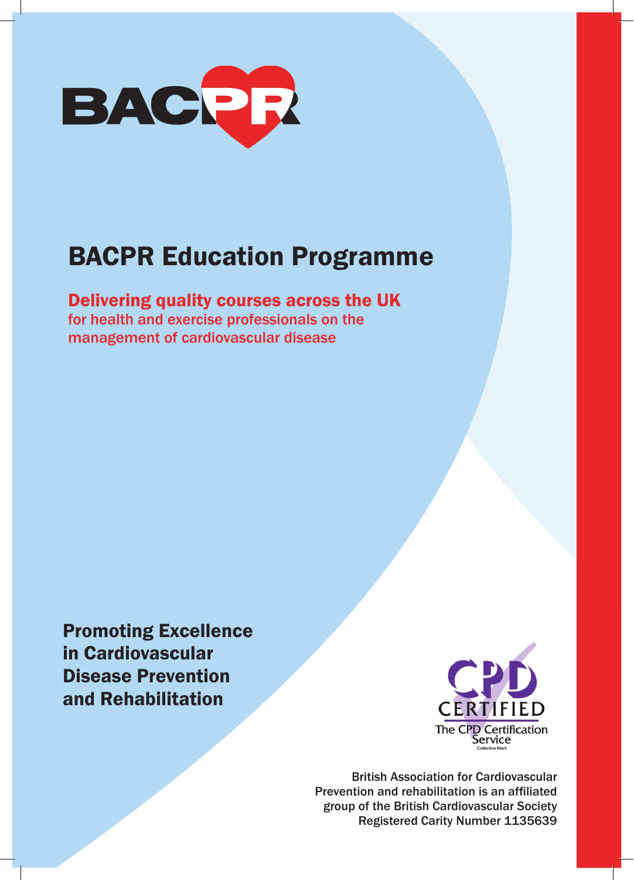BACPR

# BACPR Education Programme

**Delivering quality courses across the UK**
for health and exercise professionals on the management of cardiovascular disease

**Promoting Excellence in Cardiovascular Disease Prevention and Rehabilitation**

CPD CERTIFIED
The CPD Certification Service
Collective Mark

British Association for Cardiovascular Prevention and rehabilitation is an affiliated group of the British Cardiovascular Society
Registered Carity Number 1135639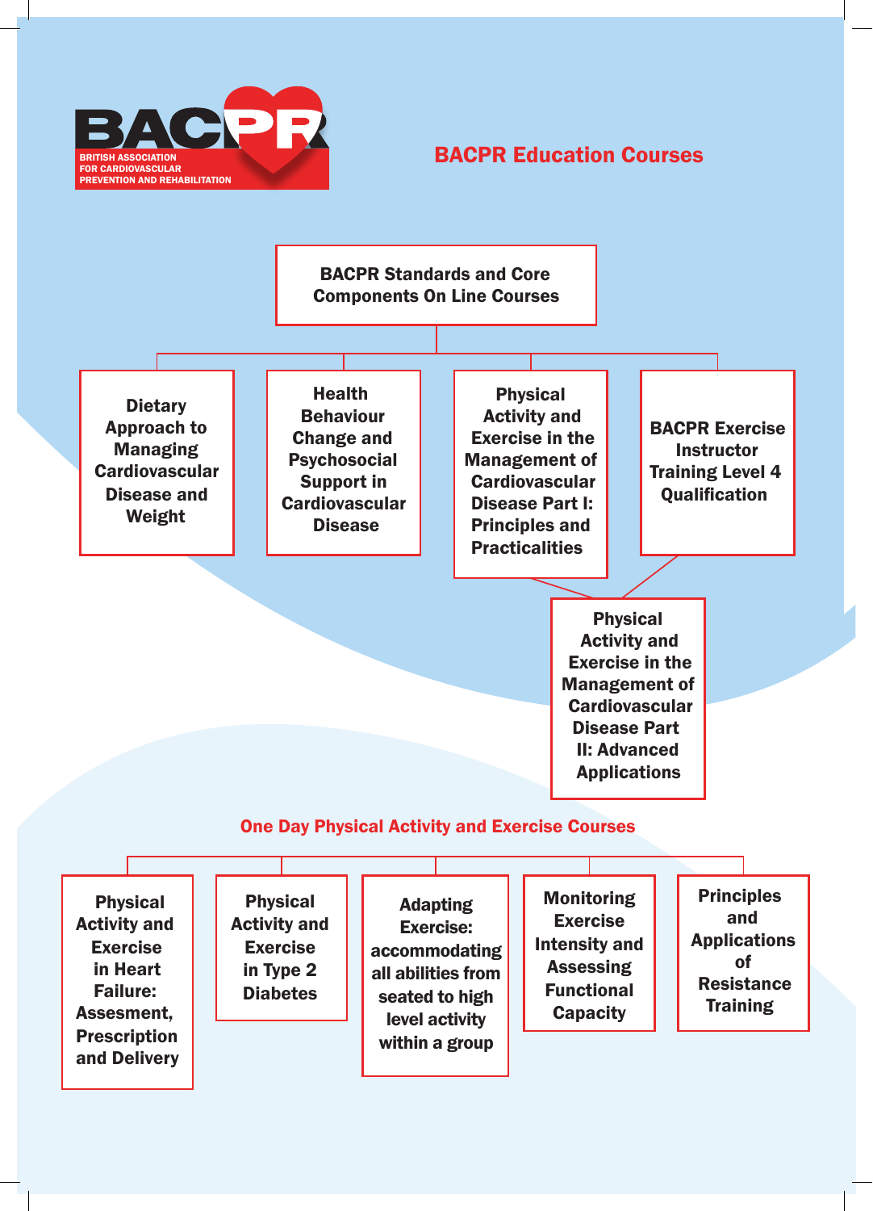BRITISH ASSOCIATION FOR CARDIOVASCULAR PREVENTION AND REHABILITATION

# BACPR Education Courses

## BACPR Standards and Core Components On Line Courses

- Dietary Approach to Managing Cardiovascular Disease and Weight
- Health Behaviour Change and Psychosocial Support in Cardiovascular Disease
- Physical Activity and Exercise in the Management of Cardiovascular Disease Part I: Principles and Practicalities
- BACPR Exercise Instructor Training Level 4 Qualification
- Physical Activity and Exercise in the Management of Cardiovascular Disease Part II: Advanced Applications

## One Day Physical Activity and Exercise Courses

- Physical Activity and Exercise in Heart Failure: Assesment, Prescription and Delivery
- Physical Activity and Exercise in Type 2 Diabetes
- Adapting Exercise: accommodating all abilities from seated to high level activity within a group
- Monitoring Exercise Intensity and Assessing Functional Capacity
- Principles and Applications of Resistance Training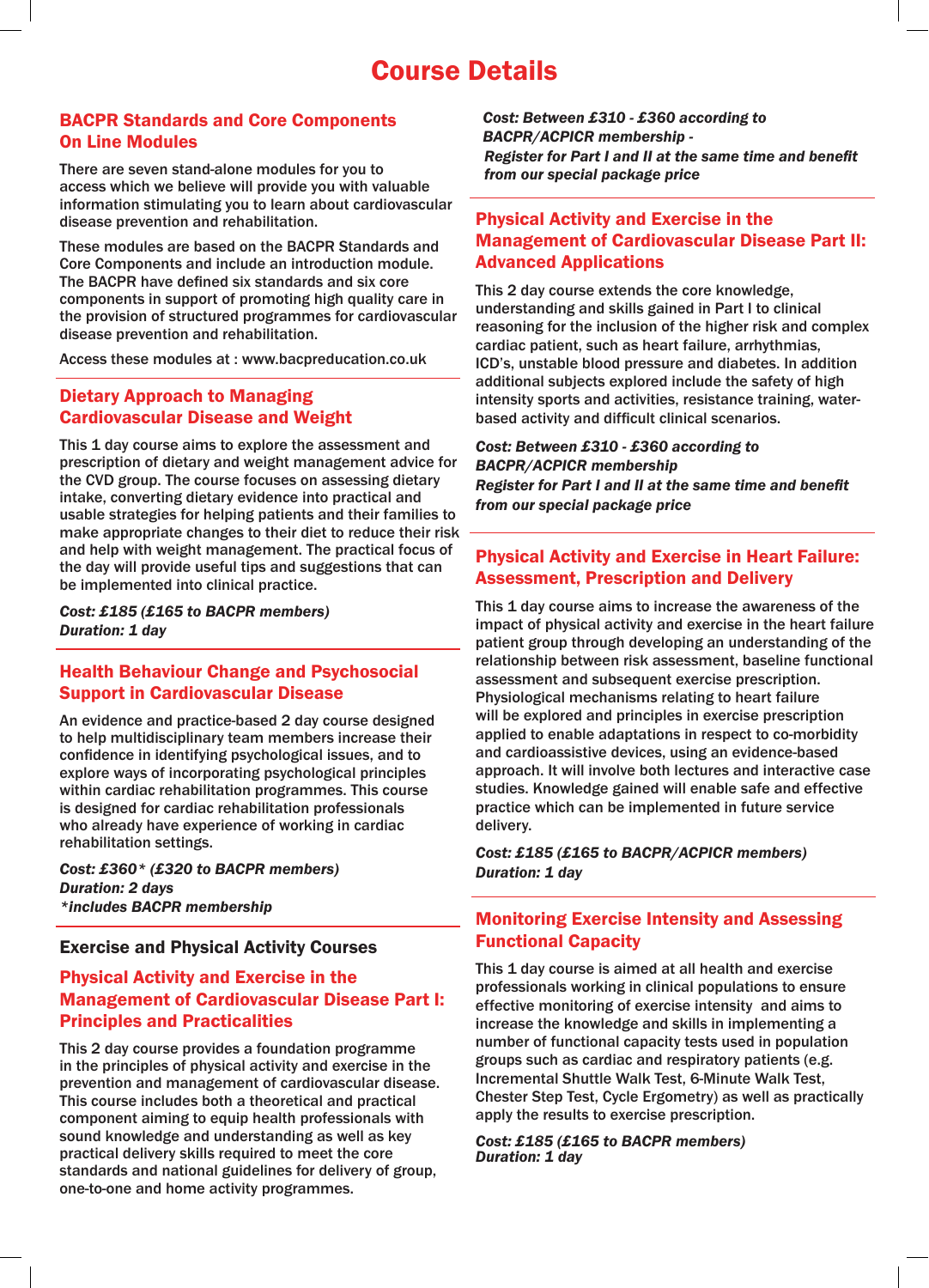# Course Details

## BACPR Standards and Core Components On Line Modules

There are seven stand-alone modules for you to access which we believe will provide you with valuable information stimulating you to learn about cardiovascular disease prevention and rehabilitation.

These modules are based on the BACPR Standards and Core Components and include an introduction module. The BACPR have defined six standards and six core components in support of promoting high quality care in the provision of structured programmes for cardiovascular disease prevention and rehabilitation.

Access these modules at : www.bacpreducation.co.uk

## Dietary Approach to Managing Cardiovascular Disease and Weight

This 1 day course aims to explore the assessment and prescription of dietary and weight management advice for the CVD group. The course focuses on assessing dietary intake, converting dietary evidence into practical and usable strategies for helping patients and their families to make appropriate changes to their diet to reduce their risk and help with weight management. The practical focus of the day will provide useful tips and suggestions that can be implemented into clinical practice.

***Cost: £185 (£165 to BACPR members)***
***Duration: 1 day***

## Health Behaviour Change and Psychosocial Support in Cardiovascular Disease

An evidence and practice-based 2 day course designed to help multidisciplinary team members increase their confidence in identifying psychological issues, and to explore ways of incorporating psychological principles within cardiac rehabilitation programmes. This course is designed for cardiac rehabilitation professionals who already have experience of working in cardiac rehabilitation settings.

***Cost: £360* (£320 to BACPR members)***
***Duration: 2 days***
****includes BACPR membership***

### Exercise and Physical Activity Courses

## Physical Activity and Exercise in the Management of Cardiovascular Disease Part I: Principles and Practicalities

This 2 day course provides a foundation programme in the principles of physical activity and exercise in the prevention and management of cardiovascular disease. This course includes both a theoretical and practical component aiming to equip health professionals with sound knowledge and understanding as well as key practical delivery skills required to meet the core standards and national guidelines for delivery of group, one-to-one and home activity programmes.

***Cost: Between £310 - £360 according to BACPR/ACPICR membership -***
***Register for Part I and II at the same time and benefit from our special package price***

## Physical Activity and Exercise in the Management of Cardiovascular Disease Part II: Advanced Applications

This 2 day course extends the core knowledge, understanding and skills gained in Part I to clinical reasoning for the inclusion of the higher risk and complex cardiac patient, such as heart failure, arrhythmias, ICD's, unstable blood pressure and diabetes. In addition additional subjects explored include the safety of high intensity sports and activities, resistance training, water-based activity and difficult clinical scenarios.

***Cost: Between £310 - £360 according to BACPR/ACPICR membership***
***Register for Part I and II at the same time and benefit from our special package price***

## Physical Activity and Exercise in Heart Failure: Assessment, Prescription and Delivery

This 1 day course aims to increase the awareness of the impact of physical activity and exercise in the heart failure patient group through developing an understanding of the relationship between risk assessment, baseline functional assessment and subsequent exercise prescription. Physiological mechanisms relating to heart failure will be explored and principles in exercise prescription applied to enable adaptations in respect to co-morbidity and cardioassistive devices, using an evidence-based approach. It will involve both lectures and interactive case studies. Knowledge gained will enable safe and effective practice which can be implemented in future service delivery.

***Cost: £185 (£165 to BACPR/ACPICR members)***
***Duration: 1 day***

## Monitoring Exercise Intensity and Assessing Functional Capacity

This 1 day course is aimed at all health and exercise professionals working in clinical populations to ensure effective monitoring of exercise intensity and aims to increase the knowledge and skills in implementing a number of functional capacity tests used in population groups such as cardiac and respiratory patients (e.g. Incremental Shuttle Walk Test, 6-Minute Walk Test, Chester Step Test, Cycle Ergometry) as well as practically apply the results to exercise prescription.

***Cost: £185 (£165 to BACPR members)***
***Duration: 1 day***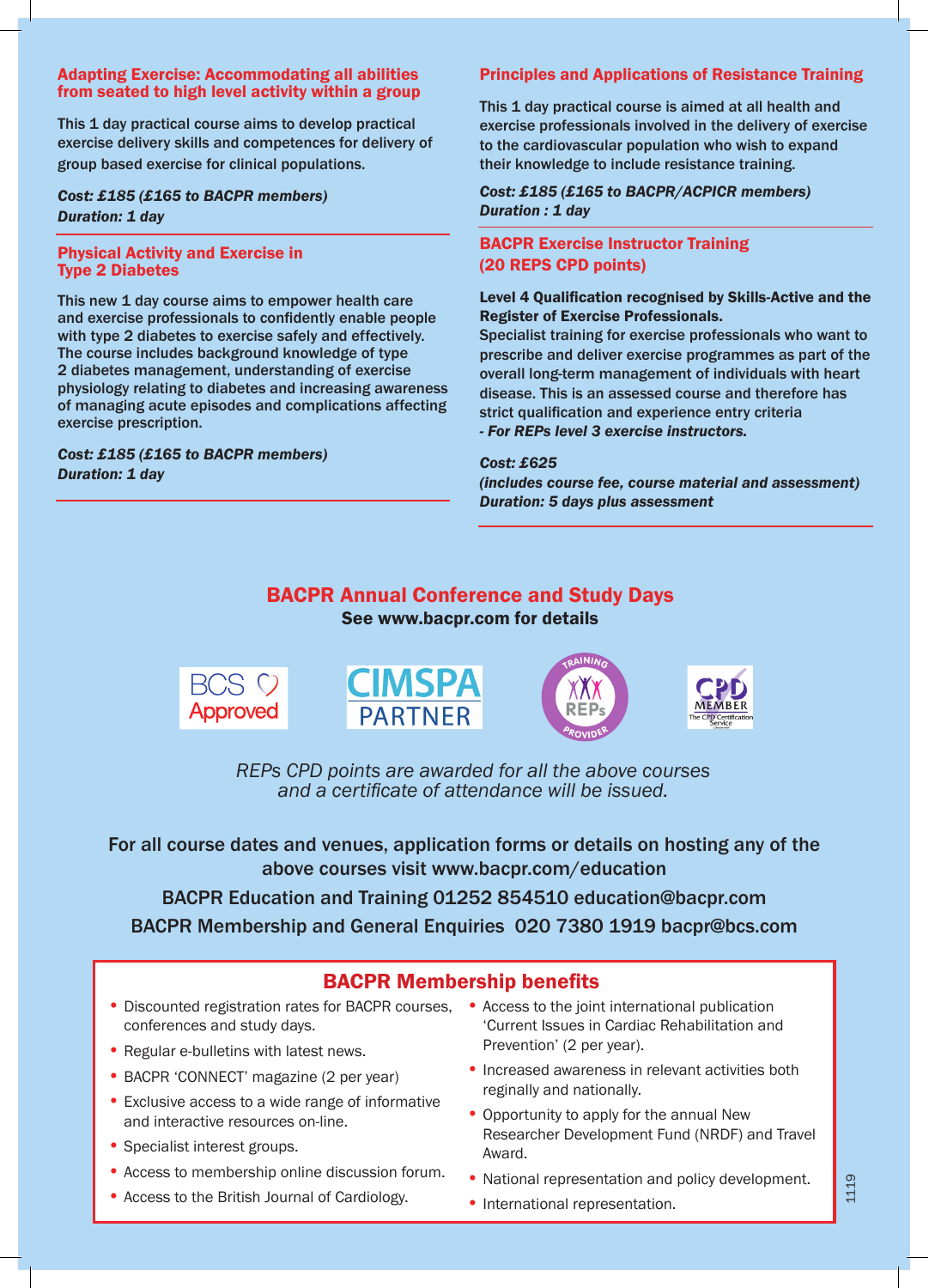## Adapting Exercise: Accommodating all abilities from seated to high level activity within a group

This 1 day practical course aims to develop practical exercise delivery skills and competences for delivery of group based exercise for clinical populations.

***Cost: £185 (£165 to BACPR members)***
***Duration: 1 day***

## Physical Activity and Exercise in Type 2 Diabetes

This new 1 day course aims to empower health care and exercise professionals to confidently enable people with type 2 diabetes to exercise safely and effectively. The course includes background knowledge of type 2 diabetes management, understanding of exercise physiology relating to diabetes and increasing awareness of managing acute episodes and complications affecting exercise prescription.

***Cost: £185 (£165 to BACPR members)***
***Duration: 1 day***

## Principles and Applications of Resistance Training

This 1 day practical course is aimed at all health and exercise professionals involved in the delivery of exercise to the cardiovascular population who wish to expand their knowledge to include resistance training.

***Cost: £185 (£165 to BACPR/ACPICR members)***
***Duration : 1 day***

## BACPR Exercise Instructor Training (20 REPS CPD points)

**Level 4 Qualification recognised by Skills-Active and the Register of Exercise Professionals.**
Specialist training for exercise professionals who want to prescribe and deliver exercise programmes as part of the overall long-term management of individuals with heart disease. This is an assessed course and therefore has strict qualification and experience entry criteria
***- For REPs level 3 exercise instructors.***

***Cost: £625***
***(includes course fee, course material and assessment)***
***Duration: 5 days plus assessment***

## BACPR Annual Conference and Study Days

**See www.bacpr.com for details**

BCS Approved | CIMSPA PARTNER | TRAINING REPs PROVIDER | CPD MEMBER The CPD Certification Service

*REPs CPD points are awarded for all the above courses and a certificate of attendance will be issued.*

For all course dates and venues, application forms or details on hosting any of the above courses visit www.bacpr.com/education

BACPR Education and Training 01252 854510 education@bacpr.com

BACPR Membership and General Enquiries 020 7380 1919 bacpr@bcs.com

## BACPR Membership benefits

- Discounted registration rates for BACPR courses, conferences and study days.
- Regular e-bulletins with latest news.
- BACPR 'CONNECT' magazine (2 per year)
- Exclusive access to a wide range of informative and interactive resources on-line.
- Specialist interest groups.
- Access to membership online discussion forum.
- Access to the British Journal of Cardiology.
- Access to the joint international publication 'Current Issues in Cardiac Rehabilitation and Prevention' (2 per year).
- Increased awareness in relevant activities both regionally and nationally.
- Opportunity to apply for the annual New Researcher Development Fund (NRDF) and Travel Award.
- National representation and policy development.
- International representation.

1119